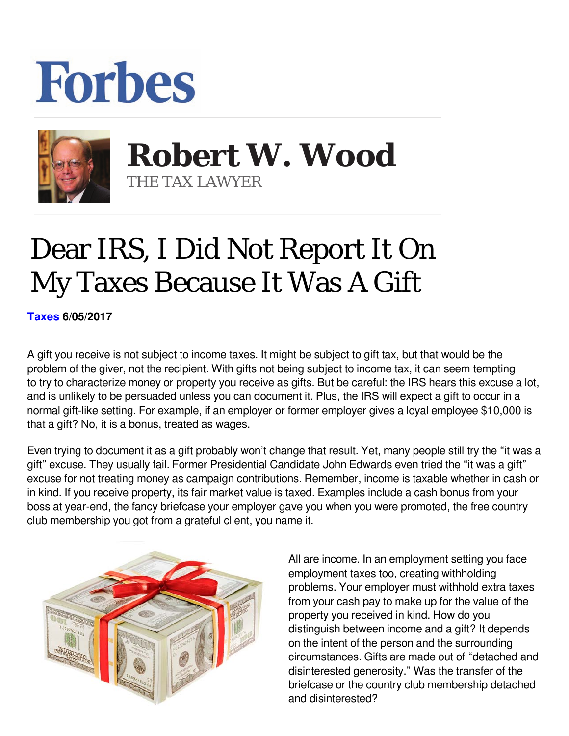Forbes

# Robert W. Wood

THE TAX LAWYER

# Dear IRS, I Did Not Report It On My Taxes Because It Was A Gift

**Taxes 6/05/2017**

A gift you receive is not subject to income taxes. It might be subject to gift tax, but that would be the problem of the giver, not the recipient. With gifts not being subject to income tax, it can seem tempting to try to characterize money or property you receive as gifts. But be careful: the IRS hears this excuse a lot, and is unlikely to be persuaded unless you can document it. Plus, the IRS will expect a gift to occur in a normal gift-like setting. For example, if an employer or former employer gives a loyal employee $10,000 is that a gift? No, it is a bonus, treated as wages.

Even trying to document it as a gift probably won't change that result. Yet, many people still try the "it was a gift" excuse. They usually fail. Former Presidential Candidate John Edwards even tried the "it was a gift" excuse for not treating money as campaign contributions. Remember, income is taxable whether in cash or in kind. If you receive property, its fair market value is taxed. Examples include a cash bonus from your boss at year-end, the fancy briefcase your employer gave you when you were promoted, the free country club membership you got from a grateful client, you name it.

All are income. In an employment setting you face employment taxes too, creating withholding problems. Your employer must withhold extra taxes from your cash pay to make up for the value of the property you received in kind. How do you distinguish between income and a gift? It depends on the intent of the person and the surrounding circumstances. Gifts are made out of "detached and disinterested generosity." Was the transfer of the briefcase or the country club membership detached and disinterested?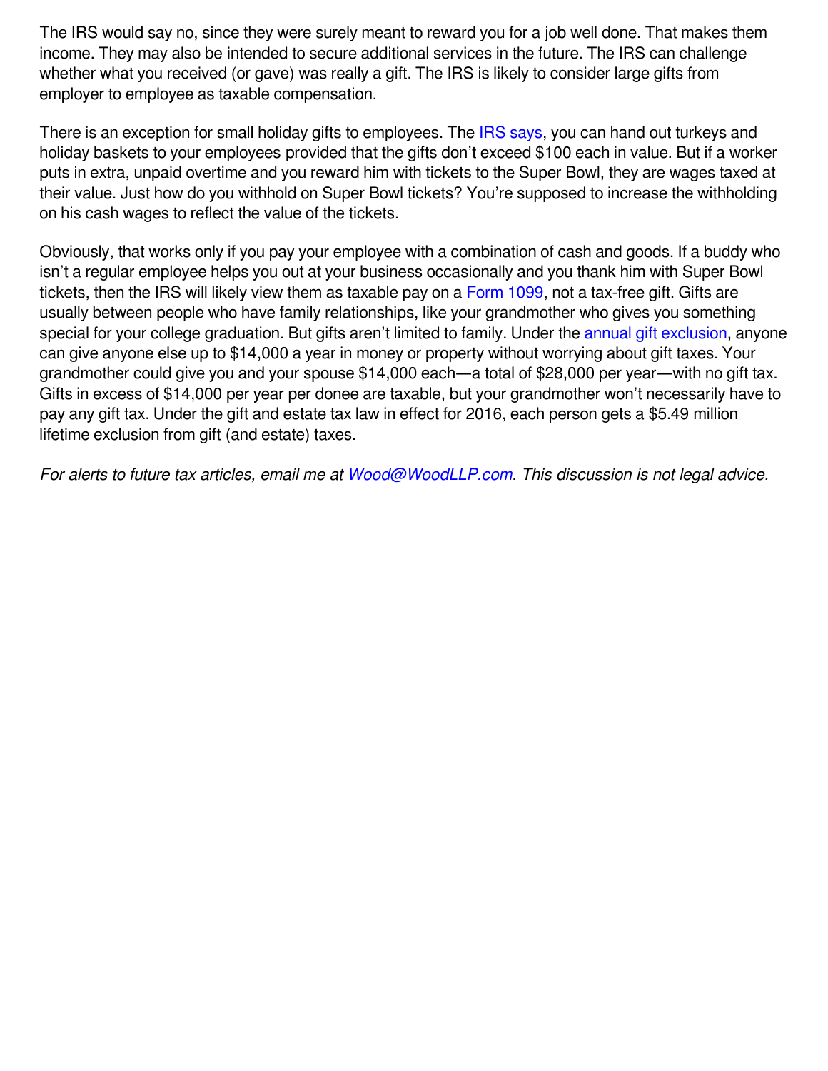The IRS would say no, since they were surely meant to reward you for a job well done. That makes them income. They may also be intended to secure additional services in the future. The IRS can challenge whether what you received (or gave) was really a gift. The IRS is likely to consider large gifts from employer to employee as taxable compensation.

There is an exception for small holiday gifts to employees. The IRS says, you can hand out turkeys and holiday baskets to your employees provided that the gifts don't exceed $100 each in value. But if a worker puts in extra, unpaid overtime and you reward him with tickets to the Super Bowl, they are wages taxed at their value. Just how do you withhold on Super Bowl tickets? You're supposed to increase the withholding on his cash wages to reflect the value of the tickets.

Obviously, that works only if you pay your employee with a combination of cash and goods. If a buddy who isn't a regular employee helps you out at your business occasionally and you thank him with Super Bowl tickets, then the IRS will likely view them as taxable pay on a Form 1099, not a tax-free gift. Gifts are usually between people who have family relationships, like your grandmother who gives you something special for your college graduation. But gifts aren't limited to family. Under the annual gift exclusion, anyone can give anyone else up to $14,000 a year in money or property without worrying about gift taxes. Your grandmother could give you and your spouse $14,000 each—a total of $28,000 per year—with no gift tax. Gifts in excess of $14,000 per year per donee are taxable, but your grandmother won't necessarily have to pay any gift tax. Under the gift and estate tax law in effect for 2016, each person gets a $5.49 million lifetime exclusion from gift (and estate) taxes.

*For alerts to future tax articles, email me at Wood@WoodLLP.com. This discussion is not legal advice.*